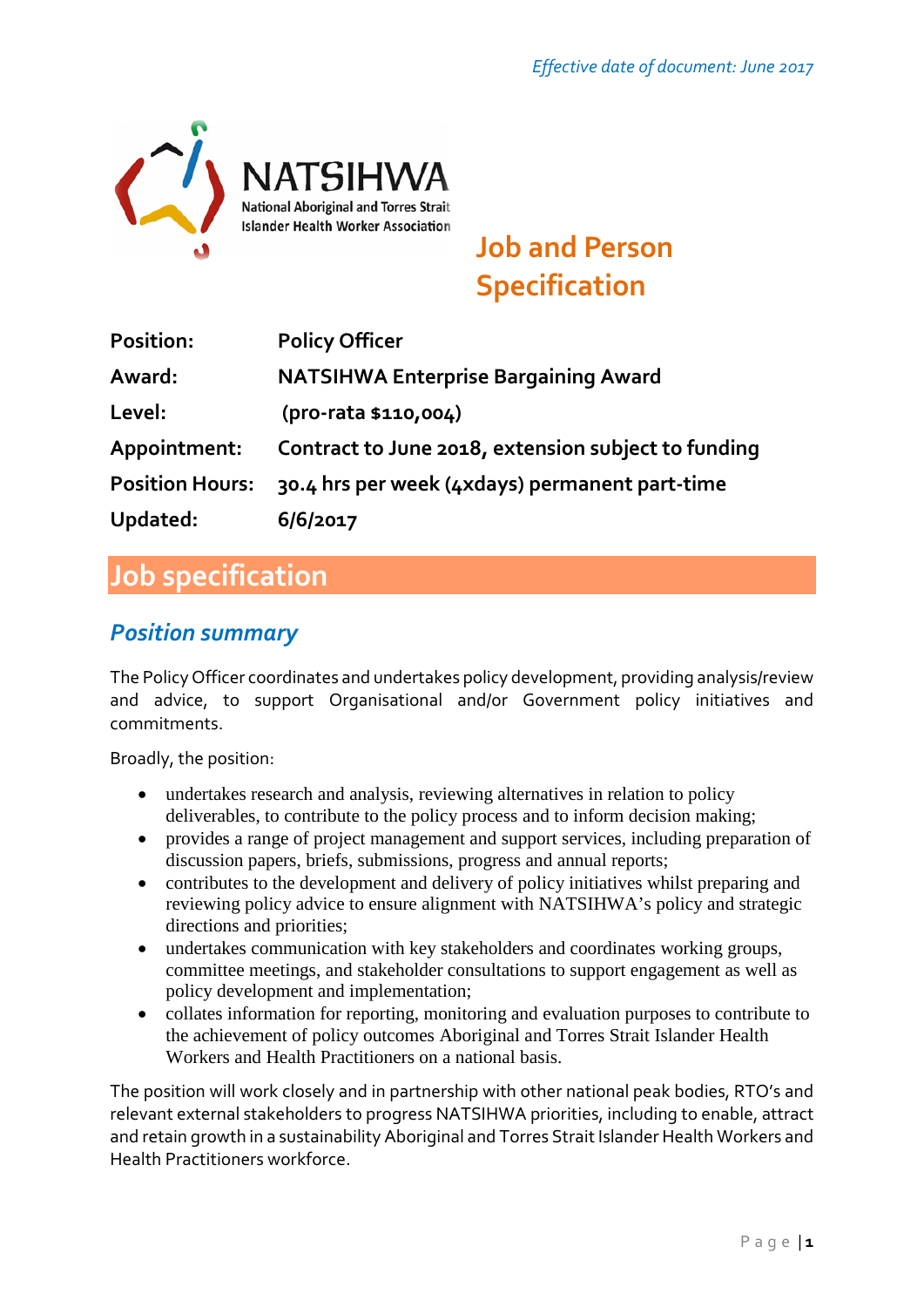*Effective date of document: June 2017*

NATSIHWA
National Aboriginal and Torres Strait Islander Health Worker Association

# Job and Person Specification

| | |
|---|---|
| **Position:** | **Policy Officer** |
| **Award:** | **NATSIHWA Enterprise Bargaining Award** |
| **Level:** | **(pro-rata $110,004)** |
| **Appointment:** | **Contract to June 2018, extension subject to funding** |
| **Position Hours:** | **30.4 hrs per week (4xdays) permanent part-time** |
| **Updated:** | **6/6/2017** |

## Job specification

### *Position summary*

The Policy Officer coordinates and undertakes policy development, providing analysis/review and advice, to support Organisational and/or Government policy initiatives and commitments.

Broadly, the position:

- undertakes research and analysis, reviewing alternatives in relation to policy deliverables, to contribute to the policy process and to inform decision making;
- provides a range of project management and support services, including preparation of discussion papers, briefs, submissions, progress and annual reports;
- contributes to the development and delivery of policy initiatives whilst preparing and reviewing policy advice to ensure alignment with NATSIHWA's policy and strategic directions and priorities;
- undertakes communication with key stakeholders and coordinates working groups, committee meetings, and stakeholder consultations to support engagement as well as policy development and implementation;
- collates information for reporting, monitoring and evaluation purposes to contribute to the achievement of policy outcomes Aboriginal and Torres Strait Islander Health Workers and Health Practitioners on a national basis.

The position will work closely and in partnership with other national peak bodies, RTO's and relevant external stakeholders to progress NATSIHWA priorities, including to enable, attract and retain growth in a sustainability Aboriginal and Torres Strait Islander Health Workers and Health Practitioners workforce.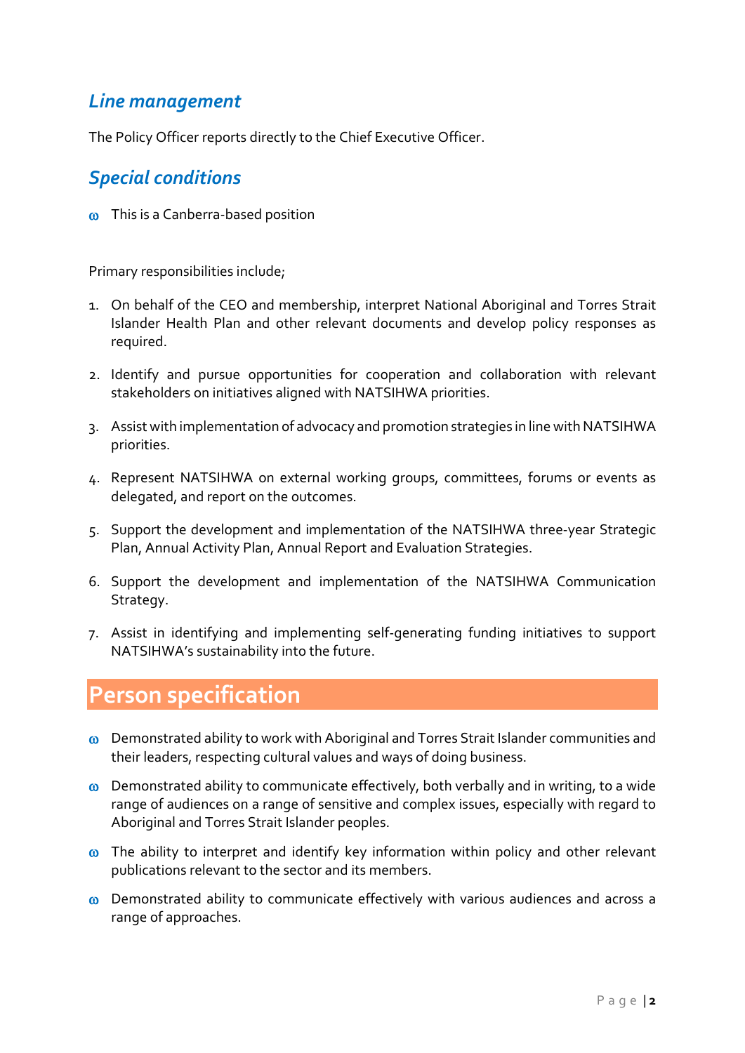## *Line management*

The Policy Officer reports directly to the Chief Executive Officer.

## *Special conditions*

- This is a Canberra-based position

Primary responsibilities include;

1. On behalf of the CEO and membership, interpret National Aboriginal and Torres Strait Islander Health Plan and other relevant documents and develop policy responses as required.
2. Identify and pursue opportunities for cooperation and collaboration with relevant stakeholders on initiatives aligned with NATSIHWA priorities.
3. Assist with implementation of advocacy and promotion strategies in line with NATSIHWA priorities.
4. Represent NATSIHWA on external working groups, committees, forums or events as delegated, and report on the outcomes.
5. Support the development and implementation of the NATSIHWA three-year Strategic Plan, Annual Activity Plan, Annual Report and Evaluation Strategies.
6. Support the development and implementation of the NATSIHWA Communication Strategy.
7. Assist in identifying and implementing self-generating funding initiatives to support NATSIHWA's sustainability into the future.

# Person specification

- Demonstrated ability to work with Aboriginal and Torres Strait Islander communities and their leaders, respecting cultural values and ways of doing business.
- Demonstrated ability to communicate effectively, both verbally and in writing, to a wide range of audiences on a range of sensitive and complex issues, especially with regard to Aboriginal and Torres Strait Islander peoples.
- The ability to interpret and identify key information within policy and other relevant publications relevant to the sector and its members.
- Demonstrated ability to communicate effectively with various audiences and across a range of approaches.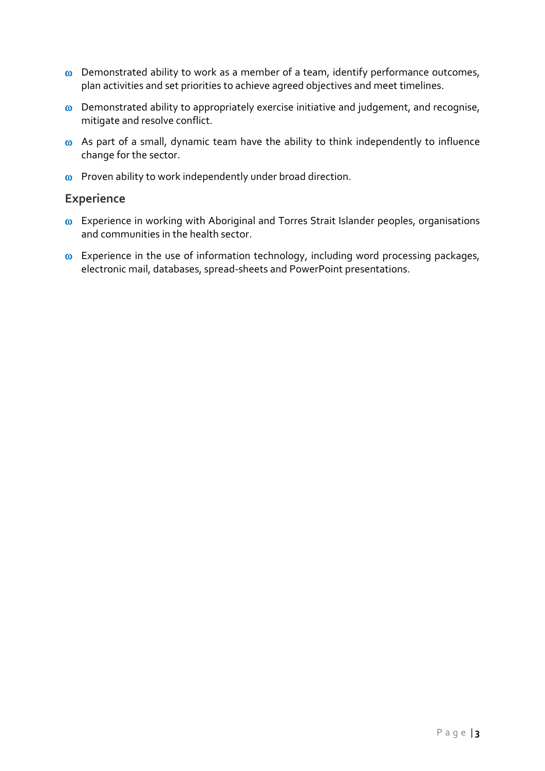- Demonstrated ability to work as a member of a team, identify performance outcomes, plan activities and set priorities to achieve agreed objectives and meet timelines.
- Demonstrated ability to appropriately exercise initiative and judgement, and recognise, mitigate and resolve conflict.
- As part of a small, dynamic team have the ability to think independently to influence change for the sector.
- Proven ability to work independently under broad direction.

## Experience

- Experience in working with Aboriginal and Torres Strait Islander peoples, organisations and communities in the health sector.
- Experience in the use of information technology, including word processing packages, electronic mail, databases, spread-sheets and PowerPoint presentations.